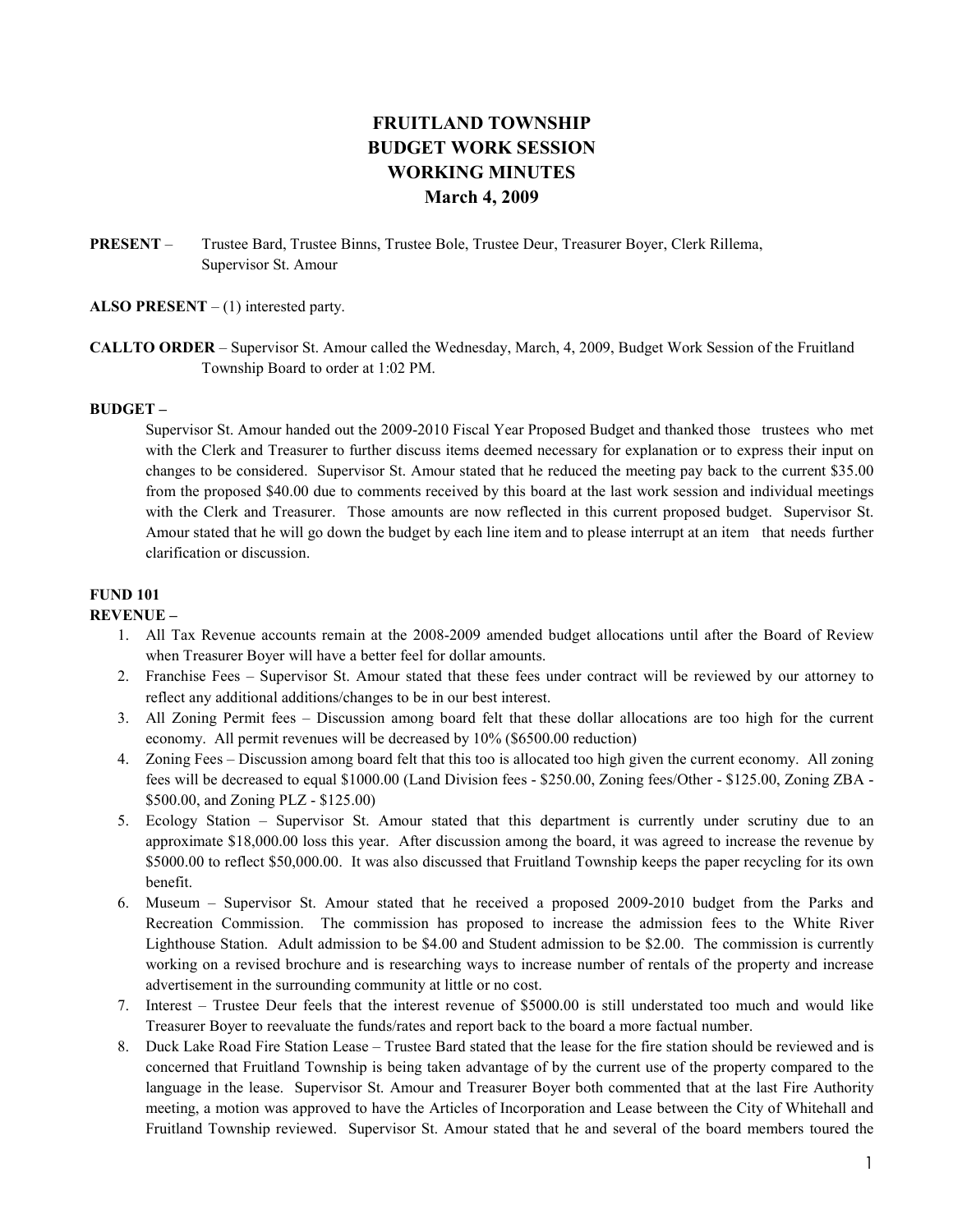# FRUITLAND TOWNSHIP
# BUDGET WORK SESSION
# WORKING MINUTES
# March 4, 2009

**PRESENT** – Trustee Bard, Trustee Binns, Trustee Bole, Trustee Deur, Treasurer Boyer, Clerk Rillema, Supervisor St. Amour

**ALSO PRESENT** – (1) interested party.

**CALLTO ORDER** – Supervisor St. Amour called the Wednesday, March, 4, 2009, Budget Work Session of the Fruitland Township Board to order at 1:02 PM.

**BUDGET –**

Supervisor St. Amour handed out the 2009-2010 Fiscal Year Proposed Budget and thanked those trustees who met with the Clerk and Treasurer to further discuss items deemed necessary for explanation or to express their input on changes to be considered. Supervisor St. Amour stated that he reduced the meeting pay back to the current $35.00 from the proposed $40.00 due to comments received by this board at the last work session and individual meetings with the Clerk and Treasurer. Those amounts are now reflected in this current proposed budget. Supervisor St. Amour stated that he will go down the budget by each line item and to please interrupt at an item that needs further clarification or discussion.

**FUND 101**

**REVENUE –**

1. All Tax Revenue accounts remain at the 2008-2009 amended budget allocations until after the Board of Review when Treasurer Boyer will have a better feel for dollar amounts.
2. Franchise Fees – Supervisor St. Amour stated that these fees under contract will be reviewed by our attorney to reflect any additional additions/changes to be in our best interest.
3. All Zoning Permit fees – Discussion among board felt that these dollar allocations are too high for the current economy. All permit revenues will be decreased by 10% ($6500.00 reduction)
4. Zoning Fees – Discussion among board felt that this too is allocated too high given the current economy. All zoning fees will be decreased to equal $1000.00 (Land Division fees - $250.00, Zoning fees/Other - $125.00, Zoning ZBA - $500.00, and Zoning PLZ - $125.00)
5. Ecology Station – Supervisor St. Amour stated that this department is currently under scrutiny due to an approximate $18,000.00 loss this year. After discussion among the board, it was agreed to increase the revenue by $5000.00 to reflect $50,000.00. It was also discussed that Fruitland Township keeps the paper recycling for its own benefit.
6. Museum – Supervisor St. Amour stated that he received a proposed 2009-2010 budget from the Parks and Recreation Commission. The commission has proposed to increase the admission fees to the White River Lighthouse Station. Adult admission to be $4.00 and Student admission to be $2.00. The commission is currently working on a revised brochure and is researching ways to increase number of rentals of the property and increase advertisement in the surrounding community at little or no cost.
7. Interest – Trustee Deur feels that the interest revenue of $5000.00 is still understated too much and would like Treasurer Boyer to reevaluate the funds/rates and report back to the board a more factual number.
8. Duck Lake Road Fire Station Lease – Trustee Bard stated that the lease for the fire station should be reviewed and is concerned that Fruitland Township is being taken advantage of by the current use of the property compared to the language in the lease. Supervisor St. Amour and Treasurer Boyer both commented that at the last Fire Authority meeting, a motion was approved to have the Articles of Incorporation and Lease between the City of Whitehall and Fruitland Township reviewed. Supervisor St. Amour stated that he and several of the board members toured the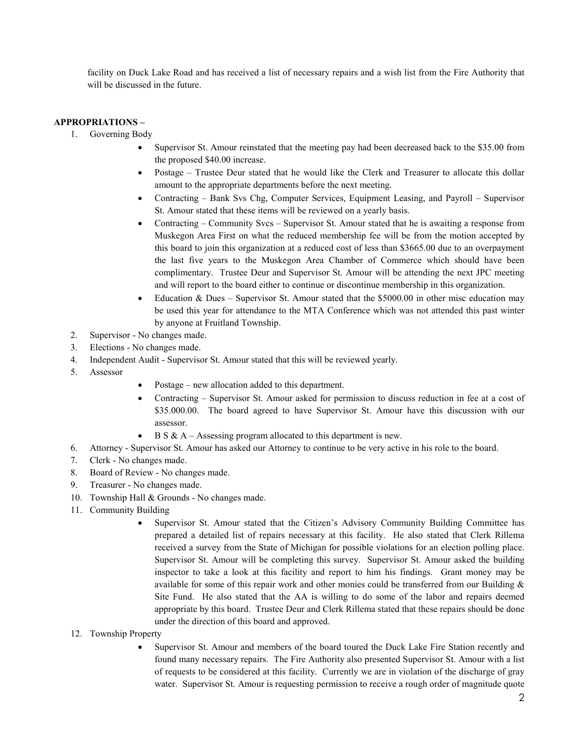facility on Duck Lake Road and has received a list of necessary repairs and a wish list from the Fire Authority that will be discussed in the future.

**APPROPRIATIONS –**

1. Governing Body
   - Supervisor St. Amour reinstated that the meeting pay had been decreased back to the $35.00 from the proposed $40.00 increase.
   - Postage – Trustee Deur stated that he would like the Clerk and Treasurer to allocate this dollar amount to the appropriate departments before the next meeting.
   - Contracting – Bank Svs Chg, Computer Services, Equipment Leasing, and Payroll – Supervisor St. Amour stated that these items will be reviewed on a yearly basis.
   - Contracting – Community Svcs – Supervisor St. Amour stated that he is awaiting a response from Muskegon Area First on what the reduced membership fee will be from the motion accepted by this board to join this organization at a reduced cost of less than $3665.00 due to an overpayment the last five years to the Muskegon Area Chamber of Commerce which should have been complimentary. Trustee Deur and Supervisor St. Amour will be attending the next JPC meeting and will report to the board either to continue or discontinue membership in this organization.
   - Education & Dues – Supervisor St. Amour stated that the $5000.00 in other misc education may be used this year for attendance to the MTA Conference which was not attended this past winter by anyone at Fruitland Township.
2. Supervisor - No changes made.
3. Elections - No changes made.
4. Independent Audit - Supervisor St. Amour stated that this will be reviewed yearly.
5. Assessor
   - Postage – new allocation added to this department.
   - Contracting – Supervisor St. Amour asked for permission to discuss reduction in fee at a cost of $35.000.00. The board agreed to have Supervisor St. Amour have this discussion with our assessor.
   - B S & A – Assessing program allocated to this department is new.
6. Attorney - Supervisor St. Amour has asked our Attorney to continue to be very active in his role to the board.
7. Clerk - No changes made.
8. Board of Review - No changes made.
9. Treasurer - No changes made.
10. Township Hall & Grounds - No changes made.
11. Community Building
    - Supervisor St. Amour stated that the Citizen's Advisory Community Building Committee has prepared a detailed list of repairs necessary at this facility. He also stated that Clerk Rillema received a survey from the State of Michigan for possible violations for an election polling place. Supervisor St. Amour will be completing this survey. Supervisor St. Amour asked the building inspector to take a look at this facility and report to him his findings. Grant money may be available for some of this repair work and other monies could be transferred from our Building & Site Fund. He also stated that the AA is willing to do some of the labor and repairs deemed appropriate by this board. Trustee Deur and Clerk Rillema stated that these repairs should be done under the direction of this board and approved.
12. Township Property
    - Supervisor St. Amour and members of the board toured the Duck Lake Fire Station recently and found many necessary repairs. The Fire Authority also presented Supervisor St. Amour with a list of requests to be considered at this facility. Currently we are in violation of the discharge of gray water. Supervisor St. Amour is requesting permission to receive a rough order of magnitude quote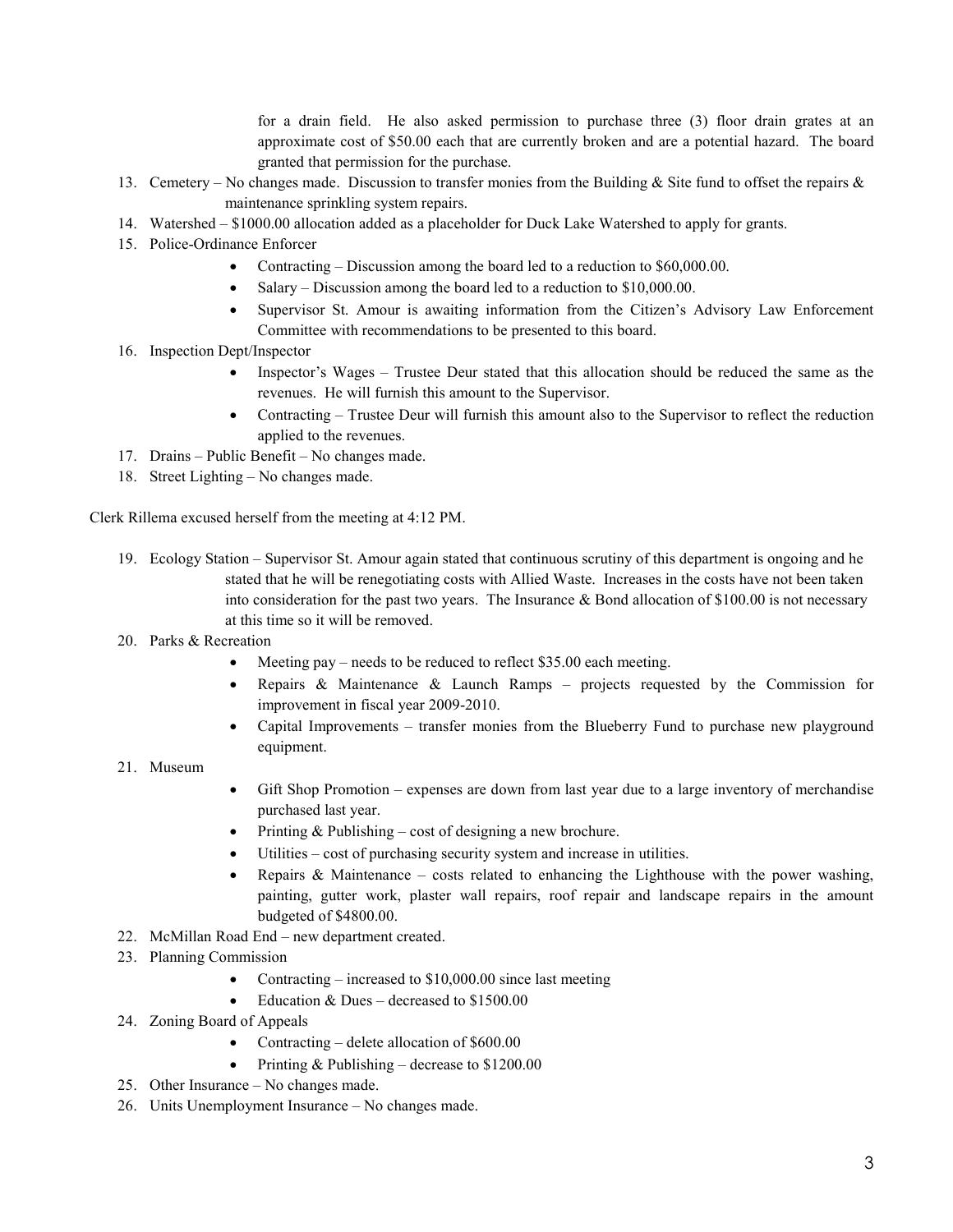for a drain field. He also asked permission to purchase three (3) floor drain grates at an approximate cost of $50.00 each that are currently broken and are a potential hazard. The board granted that permission for the purchase.

13. Cemetery – No changes made. Discussion to transfer monies from the Building & Site fund to offset the repairs & maintenance sprinkling system repairs.
14. Watershed – $1000.00 allocation added as a placeholder for Duck Lake Watershed to apply for grants.
15. Police-Ordinance Enforcer
    - Contracting – Discussion among the board led to a reduction to $60,000.00.
    - Salary – Discussion among the board led to a reduction to $10,000.00.
    - Supervisor St. Amour is awaiting information from the Citizen's Advisory Law Enforcement Committee with recommendations to be presented to this board.
16. Inspection Dept/Inspector
    - Inspector's Wages – Trustee Deur stated that this allocation should be reduced the same as the revenues. He will furnish this amount to the Supervisor.
    - Contracting – Trustee Deur will furnish this amount also to the Supervisor to reflect the reduction applied to the revenues.
17. Drains – Public Benefit – No changes made.
18. Street Lighting – No changes made.

Clerk Rillema excused herself from the meeting at 4:12 PM.

19. Ecology Station – Supervisor St. Amour again stated that continuous scrutiny of this department is ongoing and he stated that he will be renegotiating costs with Allied Waste. Increases in the costs have not been taken into consideration for the past two years. The Insurance & Bond allocation of $100.00 is not necessary at this time so it will be removed.
20. Parks & Recreation
    - Meeting pay – needs to be reduced to reflect $35.00 each meeting.
    - Repairs & Maintenance & Launch Ramps – projects requested by the Commission for improvement in fiscal year 2009-2010.
    - Capital Improvements – transfer monies from the Blueberry Fund to purchase new playground equipment.
21. Museum
    - Gift Shop Promotion – expenses are down from last year due to a large inventory of merchandise purchased last year.
    - Printing & Publishing – cost of designing a new brochure.
    - Utilities – cost of purchasing security system and increase in utilities.
    - Repairs & Maintenance – costs related to enhancing the Lighthouse with the power washing, painting, gutter work, plaster wall repairs, roof repair and landscape repairs in the amount budgeted of $4800.00.
22. McMillan Road End – new department created.
23. Planning Commission
    - Contracting – increased to $10,000.00 since last meeting
    - Education & Dues – decreased to $1500.00
24. Zoning Board of Appeals
    - Contracting – delete allocation of $600.00
    - Printing & Publishing – decrease to $1200.00
25. Other Insurance – No changes made.
26. Units Unemployment Insurance – No changes made.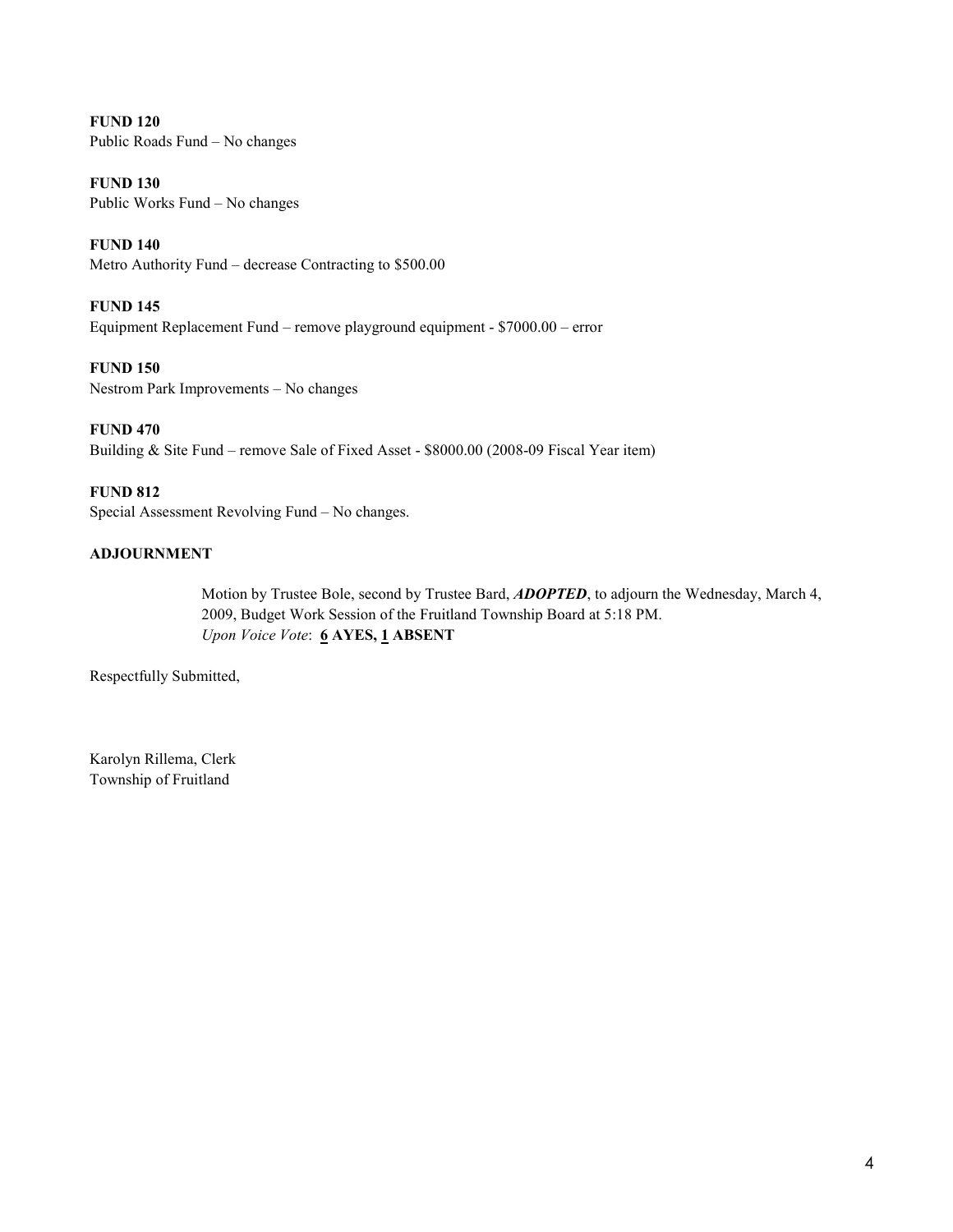**FUND 120**
Public Roads Fund – No changes

**FUND 130**
Public Works Fund – No changes

**FUND 140**
Metro Authority Fund – decrease Contracting to $500.00

**FUND 145**
Equipment Replacement Fund – remove playground equipment - $7000.00 – error

**FUND 150**
Nestrom Park Improvements – No changes

**FUND 470**
Building & Site Fund – remove Sale of Fixed Asset - $8000.00 (2008-09 Fiscal Year item)

**FUND 812**
Special Assessment Revolving Fund – No changes.

**ADJOURNMENT**

Motion by Trustee Bole, second by Trustee Bard, ***ADOPTED***, to adjourn the Wednesday, March 4, 2009, Budget Work Session of the Fruitland Township Board at 5:18 PM.
*Upon Voice Vote*: **6 AYES, 1 ABSENT**

Respectfully Submitted,

Karolyn Rillema, Clerk
Township of Fruitland